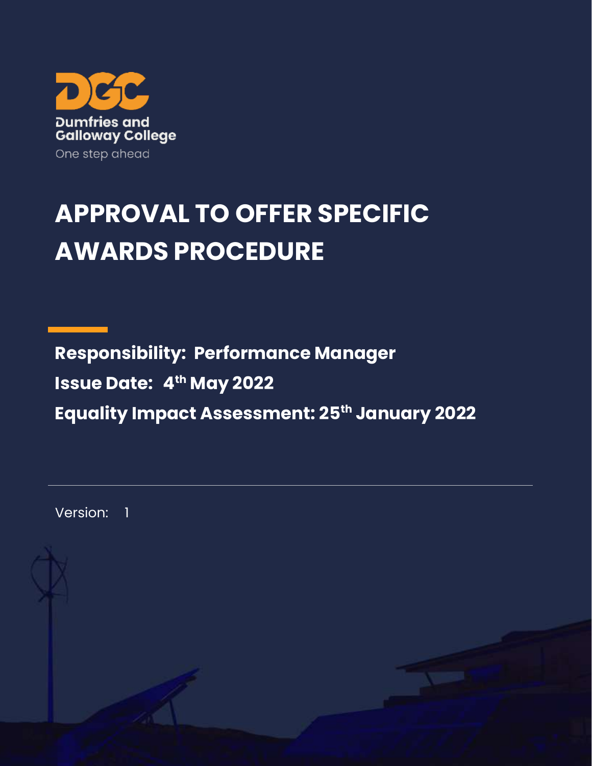Dumfries and Galloway College

One step ahead

# APPROVAL TO OFFER SPECIFIC AWARDS PROCEDURE

**Responsibility: Performance Manager**

**Issue Date: 4th May 2022**

**Equality Impact Assessment: 25th January 2022**

Version: 1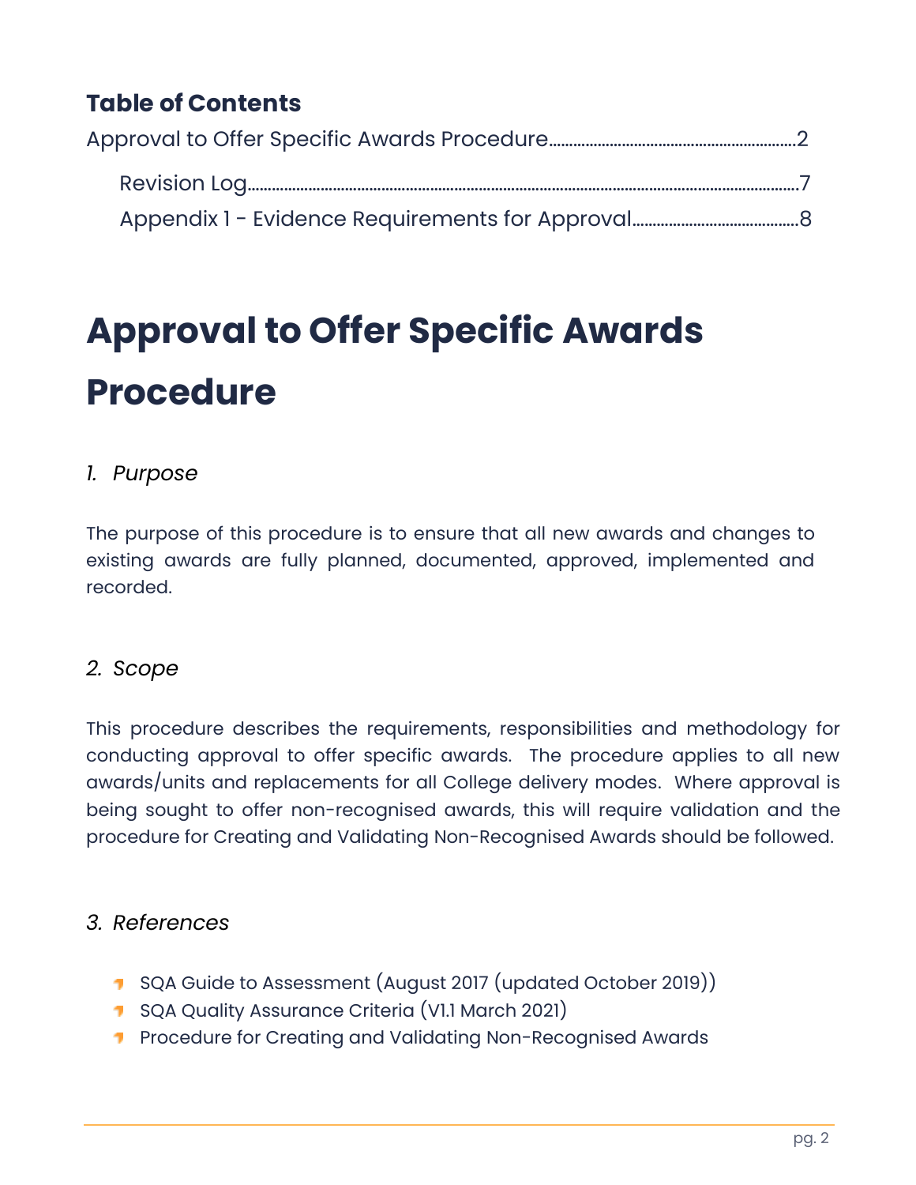## Table of Contents

Approval to Offer Specific Awards Procedure....2

Revision Log....7

Appendix 1 - Evidence Requirements for Approval....8

# Approval to Offer Specific Awards Procedure

### *1. Purpose*

The purpose of this procedure is to ensure that all new awards and changes to existing awards are fully planned, documented, approved, implemented and recorded.

### *2. Scope*

This procedure describes the requirements, responsibilities and methodology for conducting approval to offer specific awards. The procedure applies to all new awards/units and replacements for all College delivery modes. Where approval is being sought to offer non-recognised awards, this will require validation and the procedure for Creating and Validating Non-Recognised Awards should be followed.

### *3. References*

- SQA Guide to Assessment (August 2017 (updated October 2019))
- SQA Quality Assurance Criteria (V1.1 March 2021)
- Procedure for Creating and Validating Non-Recognised Awards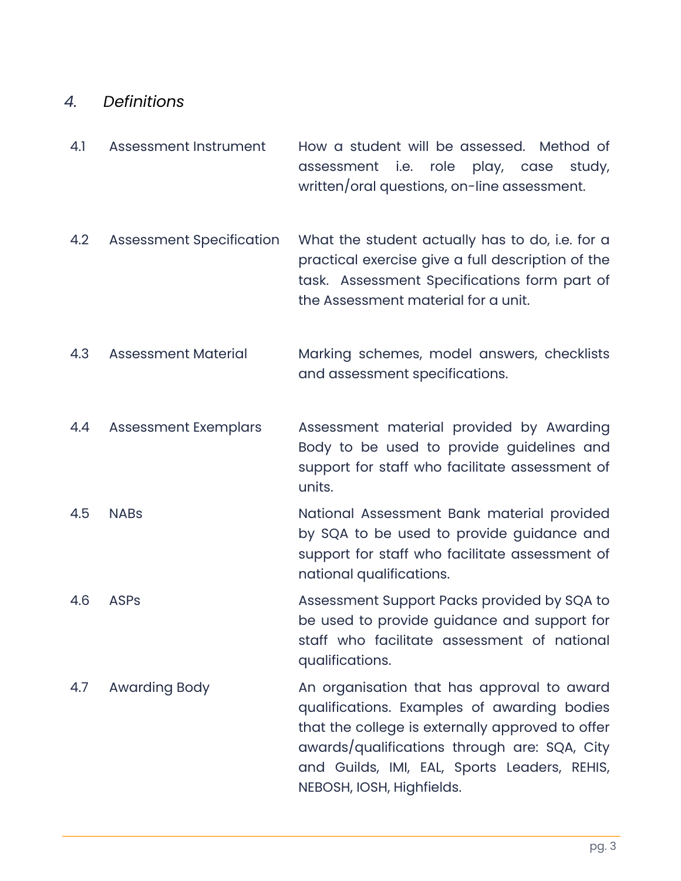## *4. Definitions*

| | | |
|---|---|---|
| 4.1 | Assessment Instrument | How a student will be assessed. Method of assessment i.e. role play, case study, written/oral questions, on-line assessment. |
| 4.2 | Assessment Specification | What the student actually has to do, i.e. for a practical exercise give a full description of the task. Assessment Specifications form part of the Assessment material for a unit. |
| 4.3 | Assessment Material | Marking schemes, model answers, checklists and assessment specifications. |
| 4.4 | Assessment Exemplars | Assessment material provided by Awarding Body to be used to provide guidelines and support for staff who facilitate assessment of units. |
| 4.5 | NABs | National Assessment Bank material provided by SQA to be used to provide guidance and support for staff who facilitate assessment of national qualifications. |
| 4.6 | ASPs | Assessment Support Packs provided by SQA to be used to provide guidance and support for staff who facilitate assessment of national qualifications. |
| 4.7 | Awarding Body | An organisation that has approval to award qualifications. Examples of awarding bodies that the college is externally approved to offer awards/qualifications through are: SQA, City and Guilds, IMI, EAL, Sports Leaders, REHIS, NEBOSH, IOSH, Highfields. |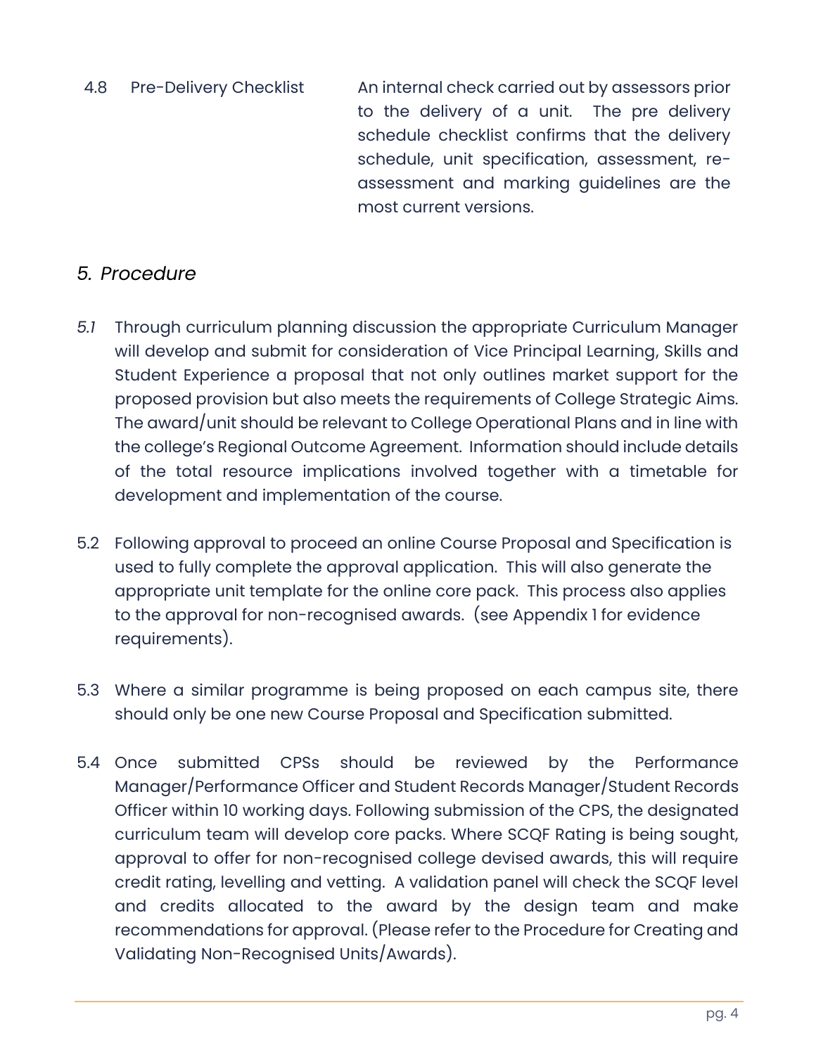| | | |
|---|---|---|
| 4.8 | Pre-Delivery Checklist | An internal check carried out by assessors prior to the delivery of a unit. The pre delivery schedule checklist confirms that the delivery schedule, unit specification, assessment, re-assessment and marking guidelines are the most current versions. |

## *5. Procedure*

*5.1* Through curriculum planning discussion the appropriate Curriculum Manager will develop and submit for consideration of Vice Principal Learning, Skills and Student Experience a proposal that not only outlines market support for the proposed provision but also meets the requirements of College Strategic Aims. The award/unit should be relevant to College Operational Plans and in line with the college's Regional Outcome Agreement. Information should include details of the total resource implications involved together with a timetable for development and implementation of the course.

5.2 Following approval to proceed an online Course Proposal and Specification is used to fully complete the approval application. This will also generate the appropriate unit template for the online core pack. This process also applies to the approval for non-recognised awards. (see Appendix 1 for evidence requirements).

5.3 Where a similar programme is being proposed on each campus site, there should only be one new Course Proposal and Specification submitted.

5.4 Once submitted CPSs should be reviewed by the Performance Manager/Performance Officer and Student Records Manager/Student Records Officer within 10 working days. Following submission of the CPS, the designated curriculum team will develop core packs. Where SCQF Rating is being sought, approval to offer for non-recognised college devised awards, this will require credit rating, levelling and vetting. A validation panel will check the SCQF level and credits allocated to the award by the design team and make recommendations for approval. (Please refer to the Procedure for Creating and Validating Non-Recognised Units/Awards).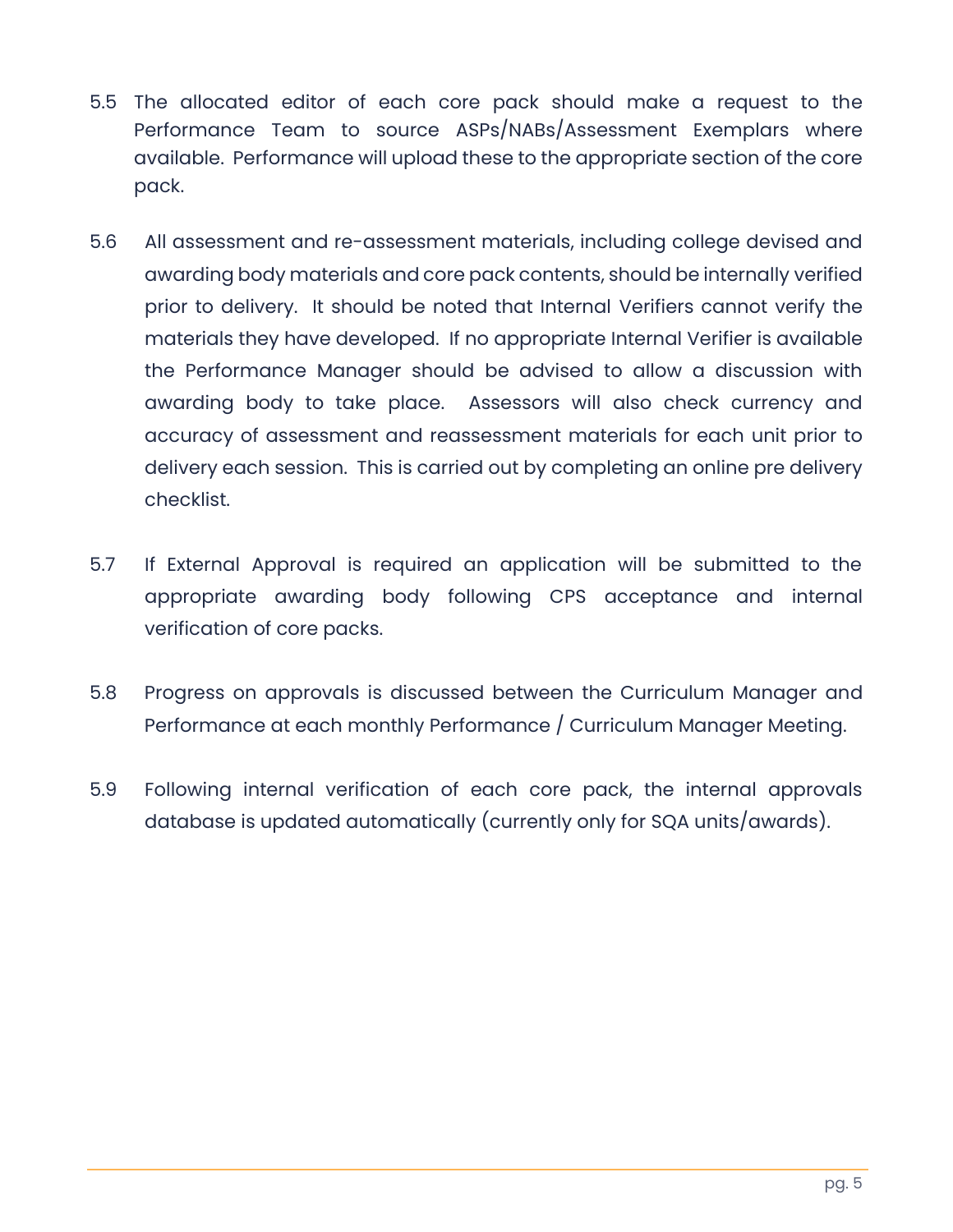5.5 The allocated editor of each core pack should make a request to the Performance Team to source ASPs/NABs/Assessment Exemplars where available. Performance will upload these to the appropriate section of the core pack.

5.6 All assessment and re-assessment materials, including college devised and awarding body materials and core pack contents, should be internally verified prior to delivery. It should be noted that Internal Verifiers cannot verify the materials they have developed. If no appropriate Internal Verifier is available the Performance Manager should be advised to allow a discussion with awarding body to take place. Assessors will also check currency and accuracy of assessment and reassessment materials for each unit prior to delivery each session. This is carried out by completing an online pre delivery checklist.

5.7 If External Approval is required an application will be submitted to the appropriate awarding body following CPS acceptance and internal verification of core packs.

5.8 Progress on approvals is discussed between the Curriculum Manager and Performance at each monthly Performance / Curriculum Manager Meeting.

5.9 Following internal verification of each core pack, the internal approvals database is updated automatically (currently only for SQA units/awards).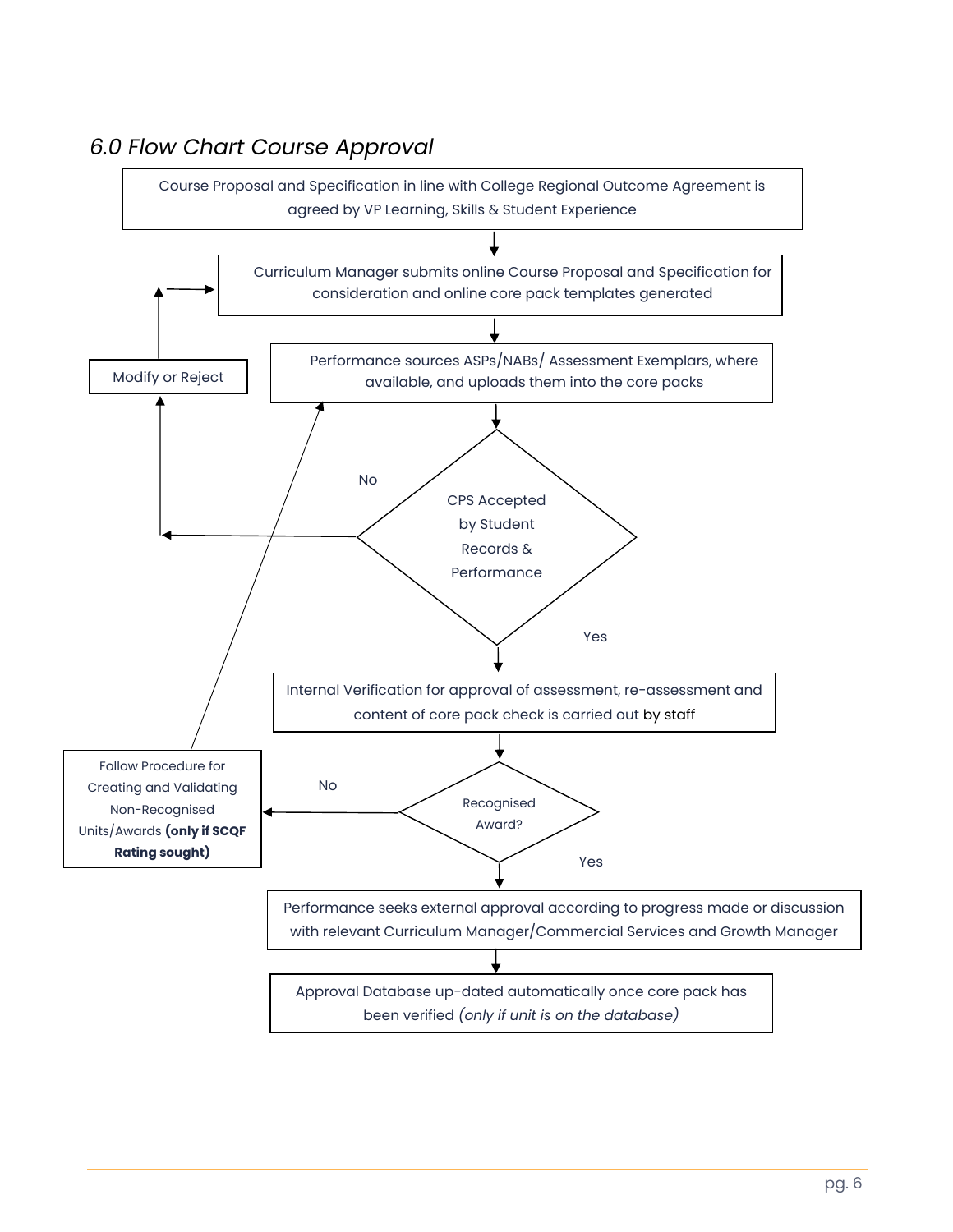## *6.0 Flow Chart Course Approval*

Course Proposal and Specification in line with College Regional Outcome Agreement is agreed by VP Learning, Skills & Student Experience

Curriculum Manager submits online Course Proposal and Specification for consideration and online core pack templates generated

Performance sources ASPs/NABs/ Assessment Exemplars, where available, and uploads them into the core packs

Modify or Reject

CPS Accepted by Student Records & Performance

No

Yes

Internal Verification for approval of assessment, re-assessment and content of core pack check is carried out by staff

Recognised Award?

No

Yes

Follow Procedure for Creating and Validating Non-Recognised Units/Awards **(only if SCQF Rating sought)**

Performance seeks external approval according to progress made or discussion with relevant Curriculum Manager/Commercial Services and Growth Manager

Approval Database up-dated automatically once core pack has been verified *(only if unit is on the database)*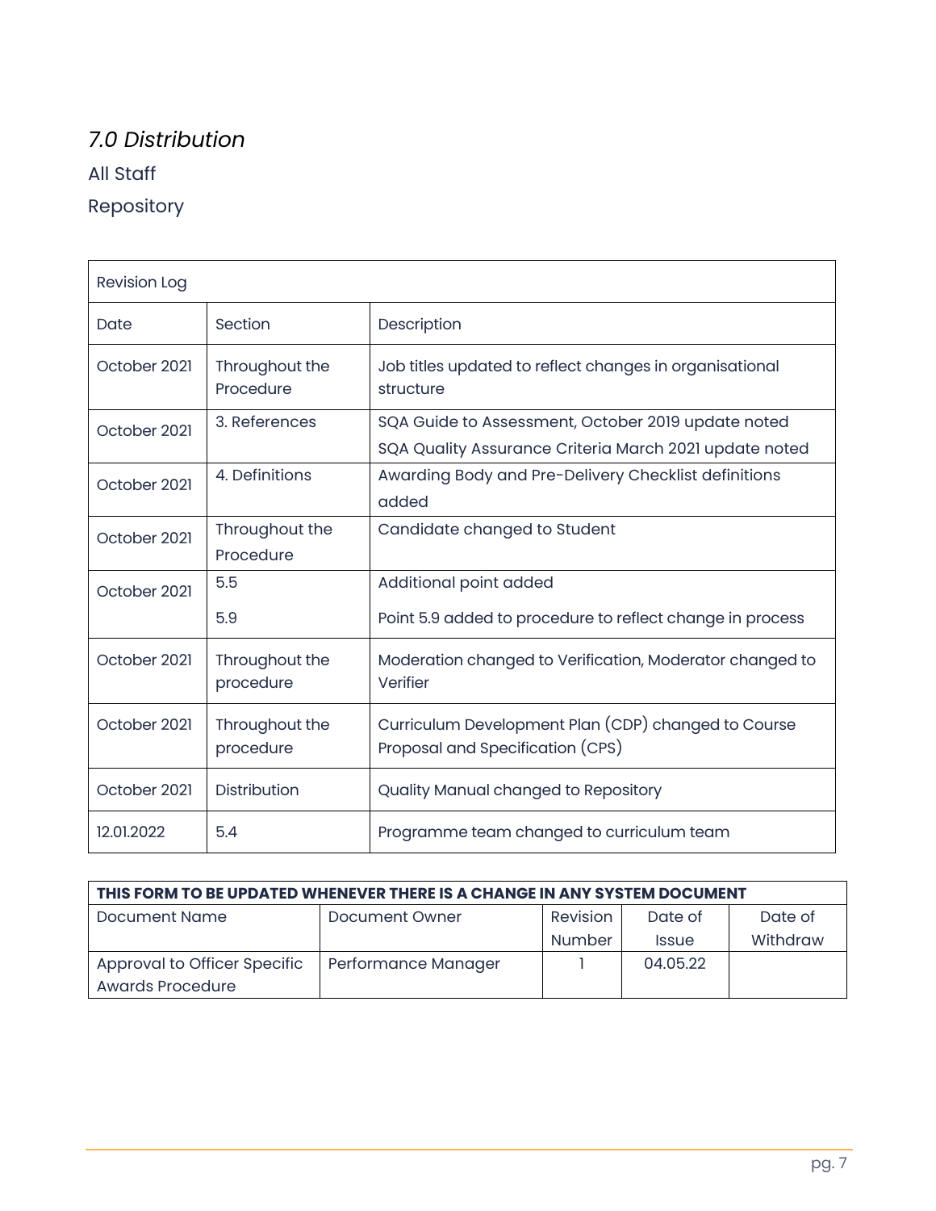## *7.0 Distribution*

All Staff

Repository

| Revision Log | | |
|---|---|---|
| Date | Section | Description |
| October 2021 | Throughout the Procedure | Job titles updated to reflect changes in organisational structure |
| October 2021 | 3. References | SQA Guide to Assessment, October 2019 update noted<br>SQA Quality Assurance Criteria March 2021 update noted |
| October 2021 | 4. Definitions | Awarding Body and Pre-Delivery Checklist definitions added |
| October 2021 | Throughout the Procedure | Candidate changed to Student |
| October 2021 | 5.5<br>5.9 | Additional point added<br>Point 5.9 added to procedure to reflect change in process |
| October 2021 | Throughout the procedure | Moderation changed to Verification, Moderator changed to Verifier |
| October 2021 | Throughout the procedure | Curriculum Development Plan (CDP) changed to Course Proposal and Specification (CPS) |
| October 2021 | Distribution | Quality Manual changed to Repository |
| 12.01.2022 | 5.4 | Programme team changed to curriculum team |

| **THIS FORM TO BE UPDATED WHENEVER THERE IS A CHANGE IN ANY SYSTEM DOCUMENT** | | | | |
|---|---|---|---|---|
| Document Name | Document Owner | Revision Number | Date of Issue | Date of Withdraw |
| Approval to Officer Specific Awards Procedure | Performance Manager | 1 | 04.05.22 | |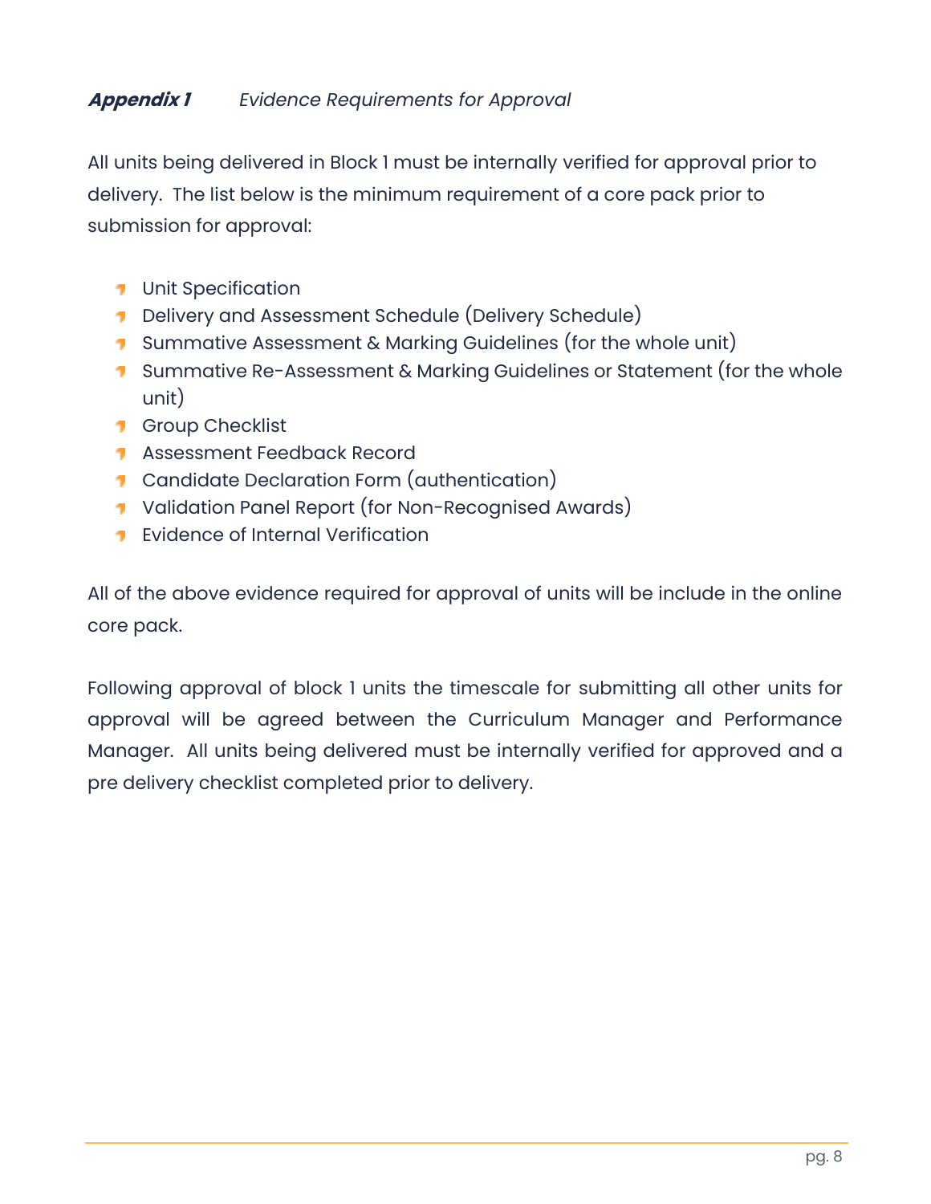***Appendix 1*** *Evidence Requirements for Approval*

All units being delivered in Block 1 must be internally verified for approval prior to delivery. The list below is the minimum requirement of a core pack prior to submission for approval:

- Unit Specification
- Delivery and Assessment Schedule (Delivery Schedule)
- Summative Assessment & Marking Guidelines (for the whole unit)
- Summative Re-Assessment & Marking Guidelines or Statement (for the whole unit)
- Group Checklist
- Assessment Feedback Record
- Candidate Declaration Form (authentication)
- Validation Panel Report (for Non-Recognised Awards)
- Evidence of Internal Verification

All of the above evidence required for approval of units will be include in the online core pack.

Following approval of block 1 units the timescale for submitting all other units for approval will be agreed between the Curriculum Manager and Performance Manager. All units being delivered must be internally verified for approved and a pre delivery checklist completed prior to delivery.